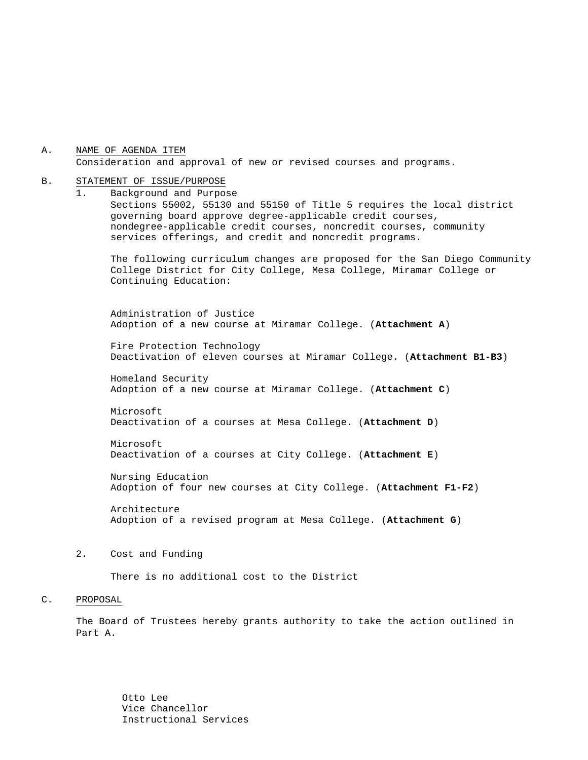A. NAME OF AGENDA ITEM

Consideration and approval of new or revised courses and programs.

B. STATEMENT OF ISSUE/PURPOSE

1. Background and Purpose

   Sections 55002, 55130 and 55150 of Title 5 requires the local district governing board approve degree-applicable credit courses, nondegree-applicable credit courses, noncredit courses, community services offerings, and credit and noncredit programs.

   The following curriculum changes are proposed for the San Diego Community College District for City College, Mesa College, Miramar College or Continuing Education:

   Administration of Justice
   Adoption of a new course at Miramar College. (**Attachment A**)

   Fire Protection Technology
   Deactivation of eleven courses at Miramar College. (**Attachment B1-B3**)

   Homeland Security
   Adoption of a new course at Miramar College. (**Attachment C**)

   Microsoft
   Deactivation of a courses at Mesa College. (**Attachment D**)

   Microsoft
   Deactivation of a courses at City College. (**Attachment E**)

   Nursing Education
   Adoption of four new courses at City College. (**Attachment F1-F2**)

   Architecture
   Adoption of a revised program at Mesa College. (**Attachment G**)

2. Cost and Funding

   There is no additional cost to the District

C. PROPOSAL

The Board of Trustees hereby grants authority to take the action outlined in Part A.

Otto Lee
Vice Chancellor
Instructional Services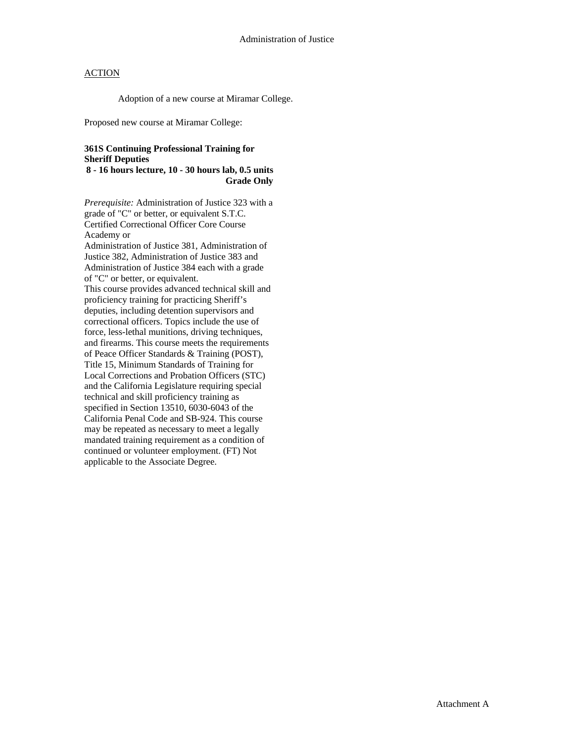Administration of Justice

ACTION

Adoption of a new course at Miramar College.

Proposed new course at Miramar College:

**361S Continuing Professional Training for Sheriff Deputies**
**8 - 16 hours lecture, 10 - 30 hours lab, 0.5 units**
**Grade Only**

*Prerequisite:* Administration of Justice 323 with a grade of "C" or better, or equivalent S.T.C. Certified Correctional Officer Core Course Academy or
Administration of Justice 381, Administration of Justice 382, Administration of Justice 383 and Administration of Justice 384 each with a grade of "C" or better, or equivalent.
This course provides advanced technical skill and proficiency training for practicing Sheriff's deputies, including detention supervisors and correctional officers. Topics include the use of force, less-lethal munitions, driving techniques, and firearms. This course meets the requirements of Peace Officer Standards & Training (POST), Title 15, Minimum Standards of Training for Local Corrections and Probation Officers (STC) and the California Legislature requiring special technical and skill proficiency training as specified in Section 13510, 6030-6043 of the California Penal Code and SB-924. This course may be repeated as necessary to meet a legally mandated training requirement as a condition of continued or volunteer employment. (FT) Not applicable to the Associate Degree.

Attachment A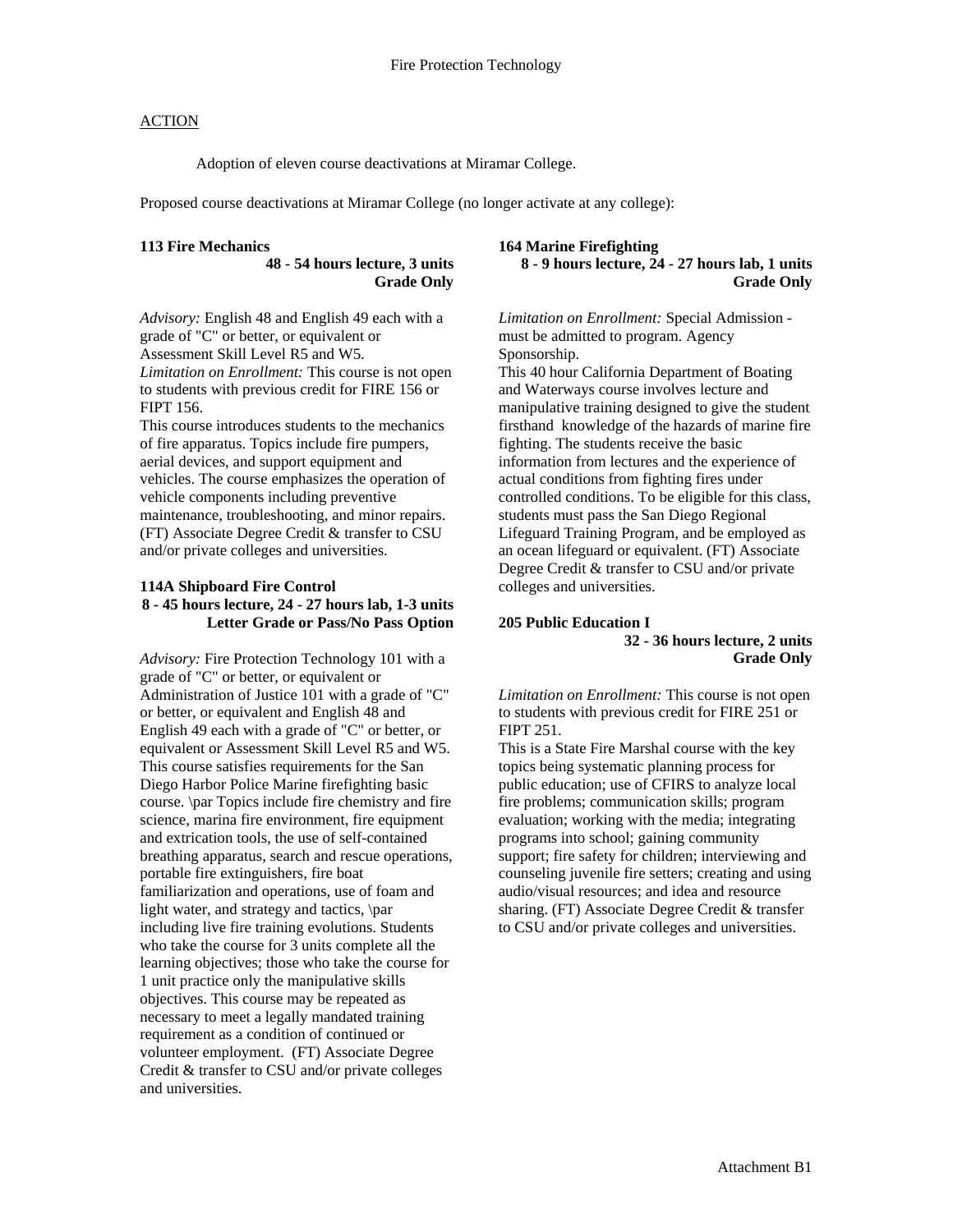Fire Protection Technology

ACTION

Adoption of eleven course deactivations at Miramar College.

Proposed course deactivations at Miramar College (no longer activate at any college):

**113 Fire Mechanics**
**48 - 54 hours lecture, 3 units**
**Grade Only**

*Advisory:* English 48 and English 49 each with a grade of "C" or better, or equivalent or Assessment Skill Level R5 and W5.
*Limitation on Enrollment:* This course is not open to students with previous credit for FIRE 156 or FIPT 156.
This course introduces students to the mechanics of fire apparatus. Topics include fire pumpers, aerial devices, and support equipment and vehicles. The course emphasizes the operation of vehicle components including preventive maintenance, troubleshooting, and minor repairs. (FT) Associate Degree Credit & transfer to CSU and/or private colleges and universities.

**114A Shipboard Fire Control**
**8 - 45 hours lecture, 24 - 27 hours lab, 1-3 units**
**Letter Grade or Pass/No Pass Option**

*Advisory:* Fire Protection Technology 101 with a grade of "C" or better, or equivalent or Administration of Justice 101 with a grade of "C" or better, or equivalent and English 48 and English 49 each with a grade of "C" or better, or equivalent or Assessment Skill Level R5 and W5.
This course satisfies requirements for the San Diego Harbor Police Marine firefighting basic course. \par Topics include fire chemistry and fire science, marina fire environment, fire equipment and extrication tools, the use of self-contained breathing apparatus, search and rescue operations, portable fire extinguishers, fire boat familiarization and operations, use of foam and light water, and strategy and tactics, \par including live fire training evolutions. Students who take the course for 3 units complete all the learning objectives; those who take the course for 1 unit practice only the manipulative skills objectives. This course may be repeated as necessary to meet a legally mandated training requirement as a condition of continued or volunteer employment. (FT) Associate Degree Credit & transfer to CSU and/or private colleges and universities.

**164 Marine Firefighting**
**8 - 9 hours lecture, 24 - 27 hours lab, 1 units**
**Grade Only**

*Limitation on Enrollment:* Special Admission - must be admitted to program. Agency Sponsorship.
This 40 hour California Department of Boating and Waterways course involves lecture and manipulative training designed to give the student firsthand knowledge of the hazards of marine fire fighting. The students receive the basic information from lectures and the experience of actual conditions from fighting fires under controlled conditions. To be eligible for this class, students must pass the San Diego Regional Lifeguard Training Program, and be employed as an ocean lifeguard or equivalent. (FT) Associate Degree Credit & transfer to CSU and/or private colleges and universities.

**205 Public Education I**
**32 - 36 hours lecture, 2 units**
**Grade Only**

*Limitation on Enrollment:* This course is not open to students with previous credit for FIRE 251 or FIPT 251.
This is a State Fire Marshal course with the key topics being systematic planning process for public education; use of CFIRS to analyze local fire problems; communication skills; program evaluation; working with the media; integrating programs into school; gaining community support; fire safety for children; interviewing and counseling juvenile fire setters; creating and using audio/visual resources; and idea and resource sharing. (FT) Associate Degree Credit & transfer to CSU and/or private colleges and universities.

Attachment B1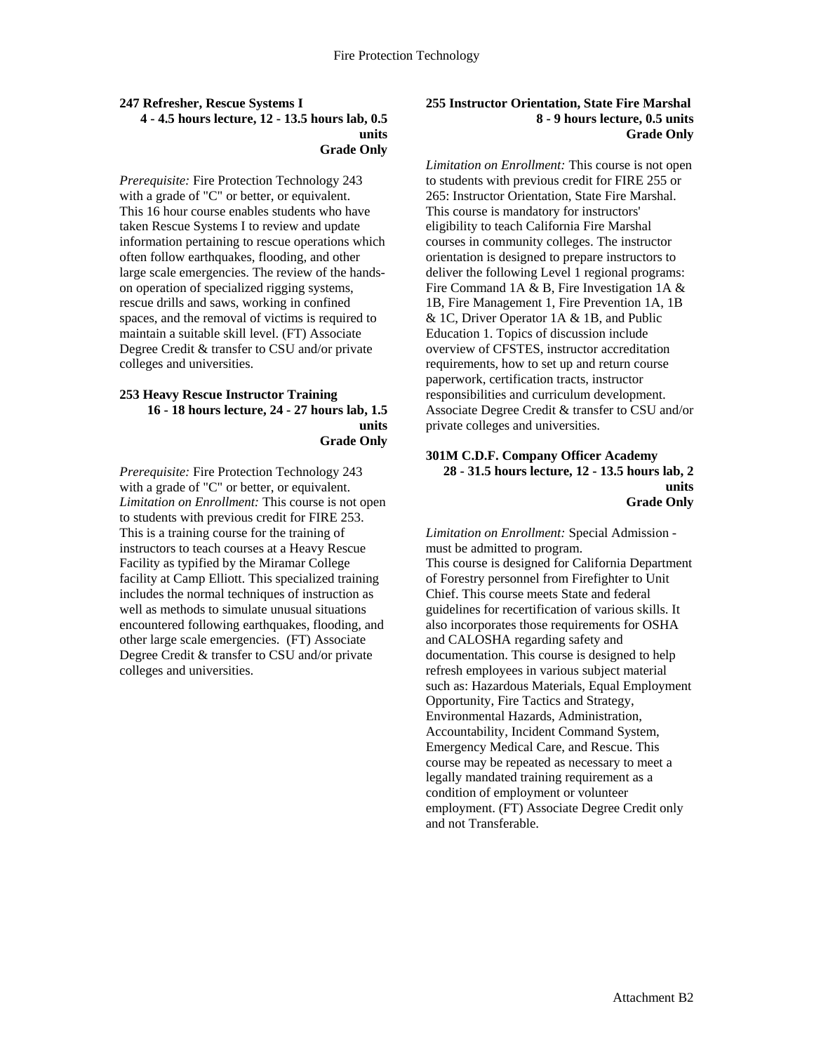**247 Refresher, Rescue Systems I**
**4 - 4.5 hours lecture, 12 - 13.5 hours lab, 0.5 units**
**Grade Only**

*Prerequisite:* Fire Protection Technology 243 with a grade of "C" or better, or equivalent.
This 16 hour course enables students who have taken Rescue Systems I to review and update information pertaining to rescue operations which often follow earthquakes, flooding, and other large scale emergencies. The review of the hands-on operation of specialized rigging systems, rescue drills and saws, working in confined spaces, and the removal of victims is required to maintain a suitable skill level. (FT) Associate Degree Credit & transfer to CSU and/or private colleges and universities.

**253 Heavy Rescue Instructor Training**
**16 - 18 hours lecture, 24 - 27 hours lab, 1.5 units**
**Grade Only**

*Prerequisite:* Fire Protection Technology 243 with a grade of "C" or better, or equivalent.
*Limitation on Enrollment:* This course is not open to students with previous credit for FIRE 253.
This is a training course for the training of instructors to teach courses at a Heavy Rescue Facility as typified by the Miramar College facility at Camp Elliott. This specialized training includes the normal techniques of instruction as well as methods to simulate unusual situations encountered following earthquakes, flooding, and other large scale emergencies. (FT) Associate Degree Credit & transfer to CSU and/or private colleges and universities.

**255 Instructor Orientation, State Fire Marshal**
**8 - 9 hours lecture, 0.5 units**
**Grade Only**

*Limitation on Enrollment:* This course is not open to students with previous credit for FIRE 255 or 265: Instructor Orientation, State Fire Marshal.
This course is mandatory for instructors' eligibility to teach California Fire Marshal courses in community colleges. The instructor orientation is designed to prepare instructors to deliver the following Level 1 regional programs: Fire Command 1A & B, Fire Investigation 1A & 1B, Fire Management 1, Fire Prevention 1A, 1B & 1C, Driver Operator 1A & 1B, and Public Education 1. Topics of discussion include overview of CFSTES, instructor accreditation requirements, how to set up and return course paperwork, certification tracts, instructor responsibilities and curriculum development. Associate Degree Credit & transfer to CSU and/or private colleges and universities.

**301M C.D.F. Company Officer Academy**
**28 - 31.5 hours lecture, 12 - 13.5 hours lab, 2 units**
**Grade Only**

*Limitation on Enrollment:* Special Admission - must be admitted to program.
This course is designed for California Department of Forestry personnel from Firefighter to Unit Chief. This course meets State and federal guidelines for recertification of various skills. It also incorporates those requirements for OSHA and CALOSHA regarding safety and documentation. This course is designed to help refresh employees in various subject material such as: Hazardous Materials, Equal Employment Opportunity, Fire Tactics and Strategy, Environmental Hazards, Administration, Accountability, Incident Command System, Emergency Medical Care, and Rescue. This course may be repeated as necessary to meet a legally mandated training requirement as a condition of employment or volunteer employment. (FT) Associate Degree Credit only and not Transferable.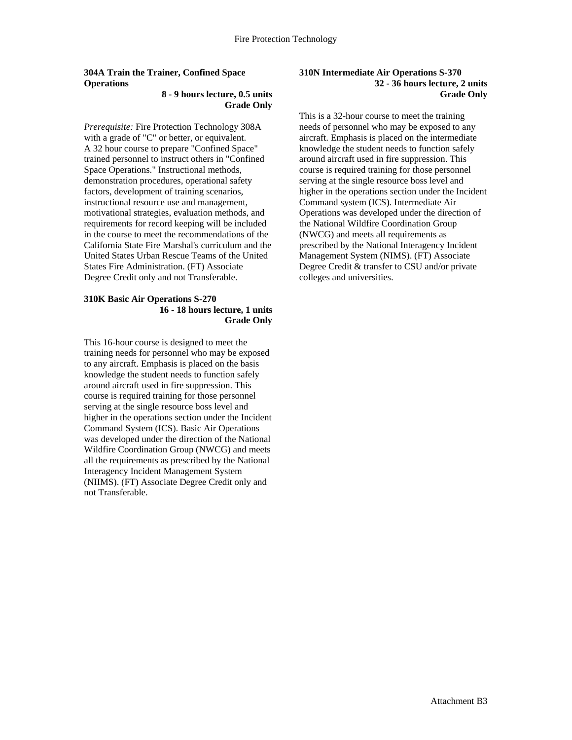### 304A Train the Trainer, Confined Space Operations

**8 - 9 hours lecture, 0.5 units**
**Grade Only**

*Prerequisite:* Fire Protection Technology 308A with a grade of "C" or better, or equivalent.
A 32 hour course to prepare "Confined Space" trained personnel to instruct others in "Confined Space Operations." Instructional methods, demonstration procedures, operational safety factors, development of training scenarios, instructional resource use and management, motivational strategies, evaluation methods, and requirements for record keeping will be included in the course to meet the recommendations of the California State Fire Marshal's curriculum and the United States Urban Rescue Teams of the United States Fire Administration. (FT) Associate Degree Credit only and not Transferable.

### 310K Basic Air Operations S-270

**16 - 18 hours lecture, 1 units**
**Grade Only**

This 16-hour course is designed to meet the training needs for personnel who may be exposed to any aircraft. Emphasis is placed on the basis knowledge the student needs to function safely around aircraft used in fire suppression. This course is required training for those personnel serving at the single resource boss level and higher in the operations section under the Incident Command System (ICS). Basic Air Operations was developed under the direction of the National Wildfire Coordination Group (NWCG) and meets all the requirements as prescribed by the National Interagency Incident Management System (NIIMS). (FT) Associate Degree Credit only and not Transferable.

### 310N Intermediate Air Operations S-370

**32 - 36 hours lecture, 2 units**
**Grade Only**

This is a 32-hour course to meet the training needs of personnel who may be exposed to any aircraft. Emphasis is placed on the intermediate knowledge the student needs to function safely around aircraft used in fire suppression. This course is required training for those personnel serving at the single resource boss level and higher in the operations section under the Incident Command system (ICS). Intermediate Air Operations was developed under the direction of the National Wildfire Coordination Group (NWCG) and meets all requirements as prescribed by the National Interagency Incident Management System (NIMS). (FT) Associate Degree Credit & transfer to CSU and/or private colleges and universities.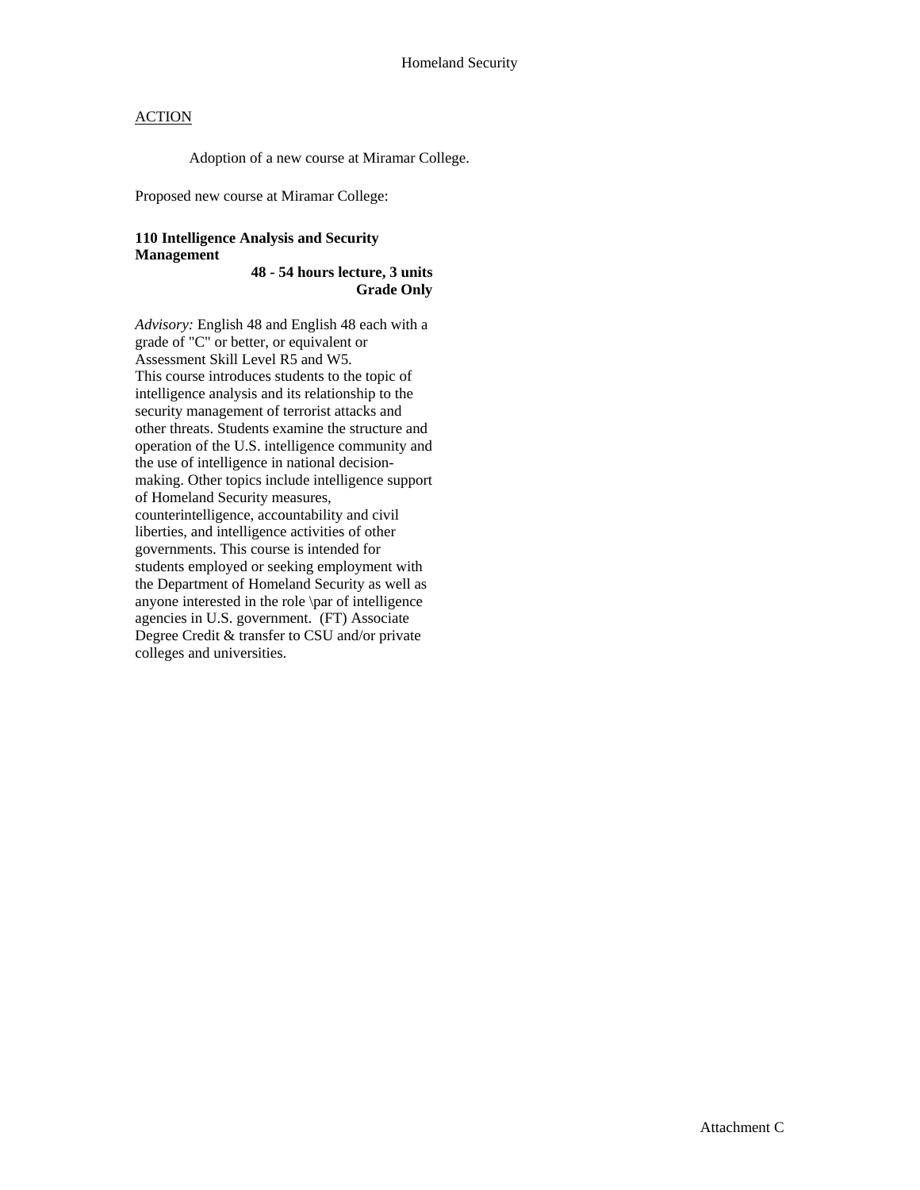Homeland Security

ACTION

Adoption of a new course at Miramar College.

Proposed new course at Miramar College:

**110 Intelligence Analysis and Security Management**
**48 - 54 hours lecture, 3 units**
**Grade Only**

*Advisory:* English 48 and English 48 each with a grade of "C" or better, or equivalent or Assessment Skill Level R5 and W5.
This course introduces students to the topic of intelligence analysis and its relationship to the security management of terrorist attacks and other threats. Students examine the structure and operation of the U.S. intelligence community and the use of intelligence in national decision-making. Other topics include intelligence support of Homeland Security measures, counterintelligence, accountability and civil liberties, and intelligence activities of other governments. This course is intended for students employed or seeking employment with the Department of Homeland Security as well as anyone interested in the role \par of intelligence agencies in U.S. government. (FT) Associate Degree Credit & transfer to CSU and/or private colleges and universities.

Attachment C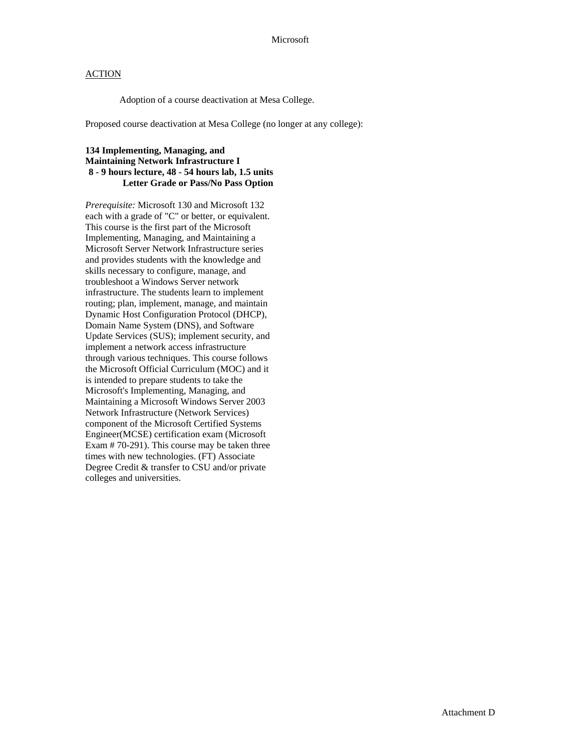# Microsoft

ACTION

Adoption of a course deactivation at Mesa College.

Proposed course deactivation at Mesa College (no longer at any college):

**134 Implementing, Managing, and Maintaining Network Infrastructure I**
**8 - 9 hours lecture, 48 - 54 hours lab, 1.5 units**
**Letter Grade or Pass/No Pass Option**

*Prerequisite:* Microsoft 130 and Microsoft 132 each with a grade of "C" or better, or equivalent. This course is the first part of the Microsoft Implementing, Managing, and Maintaining a Microsoft Server Network Infrastructure series and provides students with the knowledge and skills necessary to configure, manage, and troubleshoot a Windows Server network infrastructure. The students learn to implement routing; plan, implement, manage, and maintain Dynamic Host Configuration Protocol (DHCP), Domain Name System (DNS), and Software Update Services (SUS); implement security, and implement a network access infrastructure through various techniques. This course follows the Microsoft Official Curriculum (MOC) and it is intended to prepare students to take the Microsoft's Implementing, Managing, and Maintaining a Microsoft Windows Server 2003 Network Infrastructure (Network Services) component of the Microsoft Certified Systems Engineer(MCSE) certification exam (Microsoft Exam # 70-291). This course may be taken three times with new technologies. (FT) Associate Degree Credit & transfer to CSU and/or private colleges and universities.

Attachment D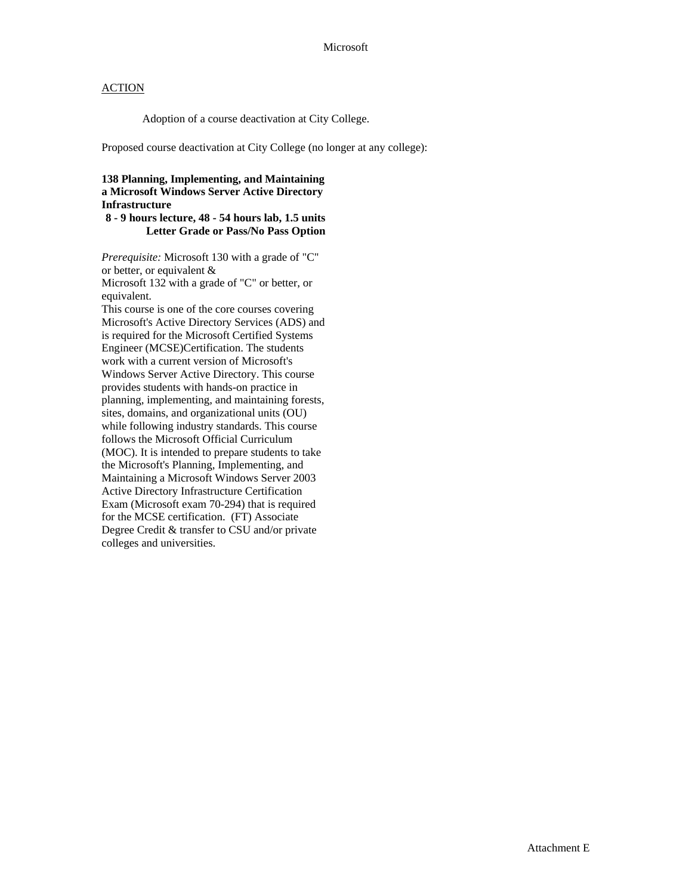Microsoft

ACTION

Adoption of a course deactivation at City College.

Proposed course deactivation at City College (no longer at any college):

**138 Planning, Implementing, and Maintaining a Microsoft Windows Server Active Directory Infrastructure**
**8 - 9 hours lecture, 48 - 54 hours lab, 1.5 units**
**Letter Grade or Pass/No Pass Option**

*Prerequisite:* Microsoft 130 with a grade of "C" or better, or equivalent &
Microsoft 132 with a grade of "C" or better, or equivalent.
This course is one of the core courses covering Microsoft's Active Directory Services (ADS) and is required for the Microsoft Certified Systems Engineer (MCSE)Certification. The students work with a current version of Microsoft's Windows Server Active Directory. This course provides students with hands-on practice in planning, implementing, and maintaining forests, sites, domains, and organizational units (OU) while following industry standards. This course follows the Microsoft Official Curriculum (MOC). It is intended to prepare students to take the Microsoft's Planning, Implementing, and Maintaining a Microsoft Windows Server 2003 Active Directory Infrastructure Certification Exam (Microsoft exam 70-294) that is required for the MCSE certification. (FT) Associate Degree Credit & transfer to CSU and/or private colleges and universities.

Attachment E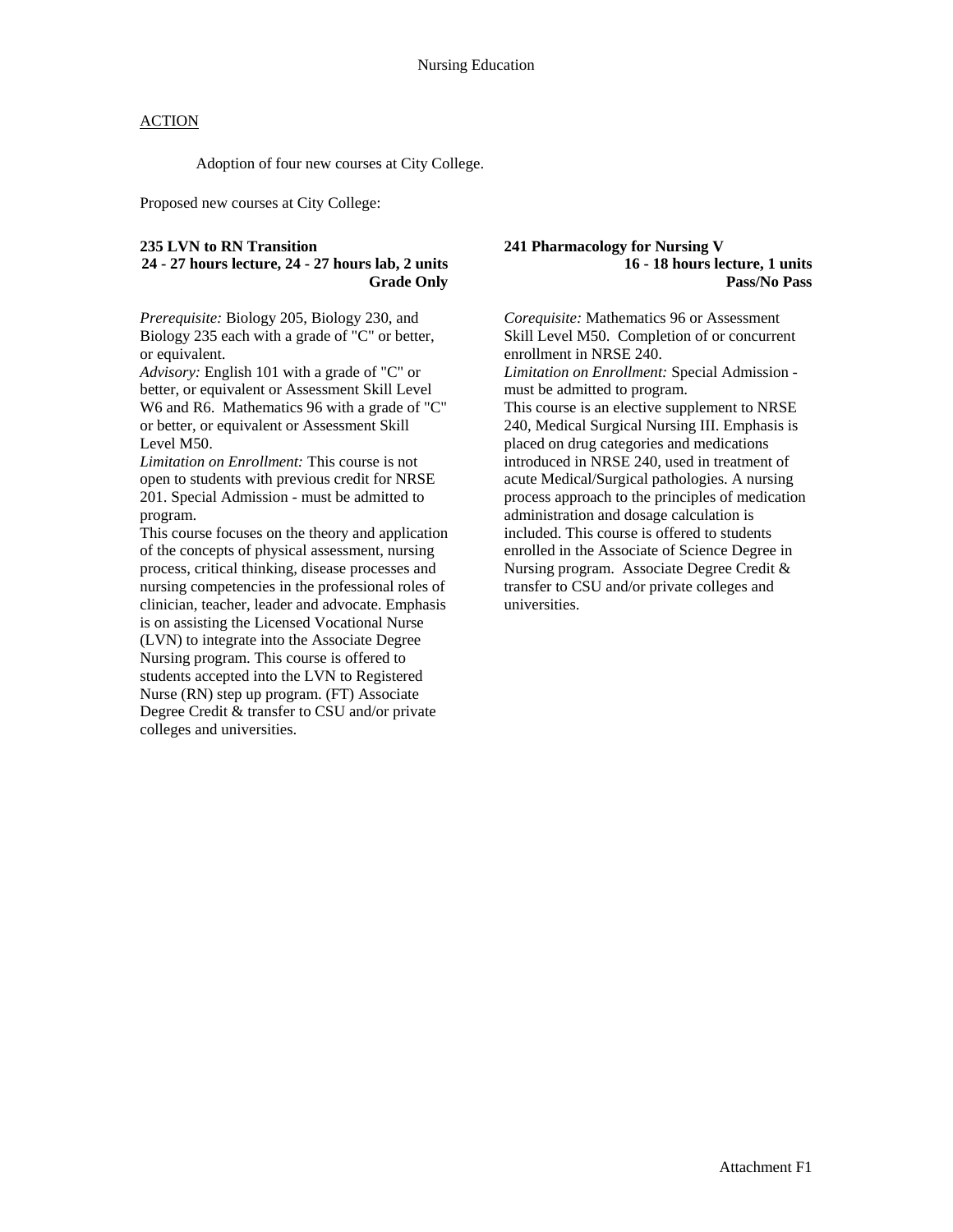Nursing Education

<u>ACTION</u>

Adoption of four new courses at City College.

Proposed new courses at City College:

**235 LVN to RN Transition**
**24 - 27 hours lecture, 24 - 27 hours lab, 2 units**
**Grade Only**

*Prerequisite:* Biology 205, Biology 230, and Biology 235 each with a grade of "C" or better, or equivalent.
*Advisory:* English 101 with a grade of "C" or better, or equivalent or Assessment Skill Level W6 and R6. Mathematics 96 with a grade of "C" or better, or equivalent or Assessment Skill Level M50.
*Limitation on Enrollment:* This course is not open to students with previous credit for NRSE 201. Special Admission - must be admitted to program.
This course focuses on the theory and application of the concepts of physical assessment, nursing process, critical thinking, disease processes and nursing competencies in the professional roles of clinician, teacher, leader and advocate. Emphasis is on assisting the Licensed Vocational Nurse (LVN) to integrate into the Associate Degree Nursing program. This course is offered to students accepted into the LVN to Registered Nurse (RN) step up program. (FT) Associate Degree Credit & transfer to CSU and/or private colleges and universities.

**241 Pharmacology for Nursing V**
**16 - 18 hours lecture, 1 units**
**Pass/No Pass**

*Corequisite:* Mathematics 96 or Assessment Skill Level M50. Completion of or concurrent enrollment in NRSE 240.
*Limitation on Enrollment:* Special Admission - must be admitted to program.
This course is an elective supplement to NRSE 240, Medical Surgical Nursing III. Emphasis is placed on drug categories and medications introduced in NRSE 240, used in treatment of acute Medical/Surgical pathologies. A nursing process approach to the principles of medication administration and dosage calculation is included. This course is offered to students enrolled in the Associate of Science Degree in Nursing program. Associate Degree Credit & transfer to CSU and/or private colleges and universities.

Attachment F1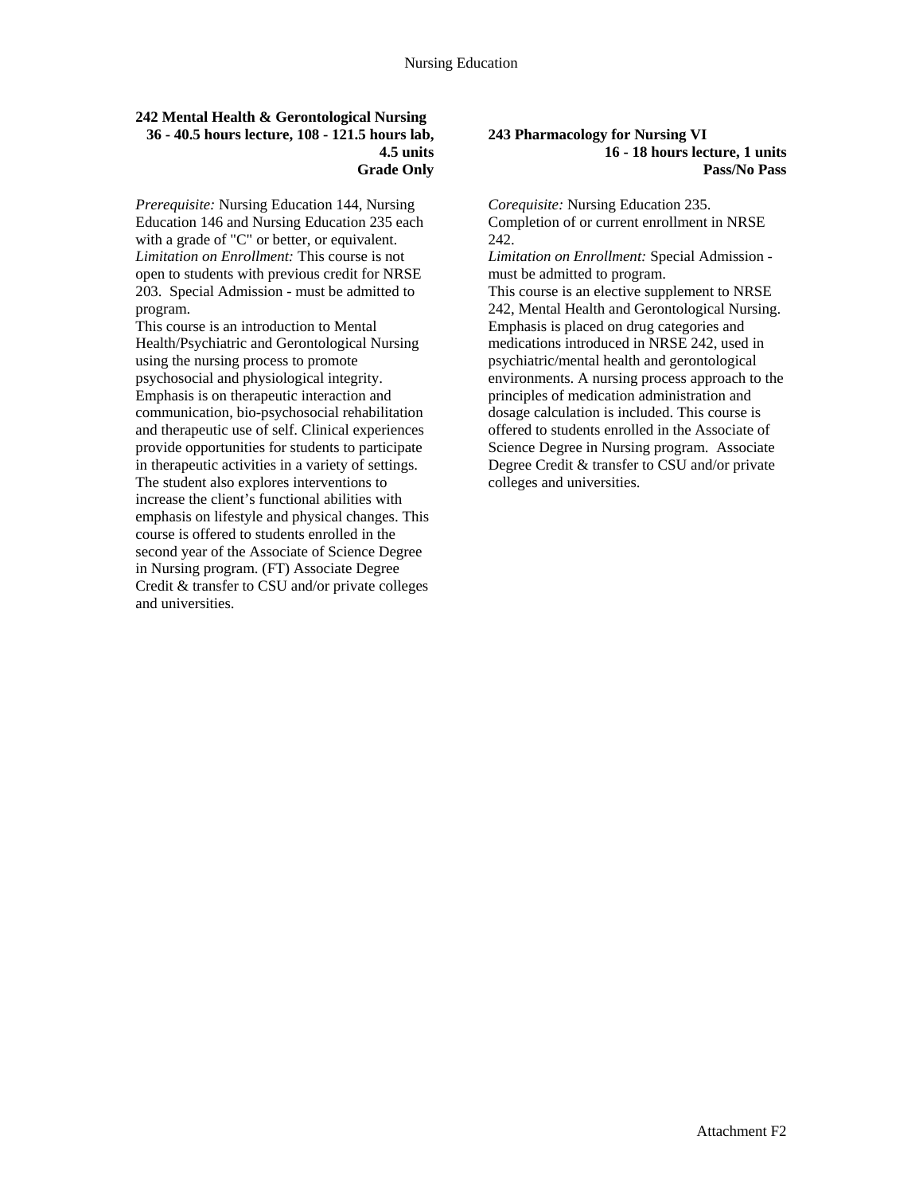**242 Mental Health & Gerontological Nursing**
**36 - 40.5 hours lecture, 108 - 121.5 hours lab, 4.5 units**
**Grade Only**

*Prerequisite:* Nursing Education 144, Nursing Education 146 and Nursing Education 235 each with a grade of "C" or better, or equivalent.
*Limitation on Enrollment:* This course is not open to students with previous credit for NRSE 203. Special Admission - must be admitted to program.
This course is an introduction to Mental Health/Psychiatric and Gerontological Nursing using the nursing process to promote psychosocial and physiological integrity. Emphasis is on therapeutic interaction and communication, bio-psychosocial rehabilitation and therapeutic use of self. Clinical experiences provide opportunities for students to participate in therapeutic activities in a variety of settings. The student also explores interventions to increase the client's functional abilities with emphasis on lifestyle and physical changes. This course is offered to students enrolled in the second year of the Associate of Science Degree in Nursing program. (FT) Associate Degree Credit & transfer to CSU and/or private colleges and universities.

**243 Pharmacology for Nursing VI**
**16 - 18 hours lecture, 1 units**
**Pass/No Pass**

*Corequisite:* Nursing Education 235.
Completion of or current enrollment in NRSE 242.
*Limitation on Enrollment:* Special Admission - must be admitted to program.
This course is an elective supplement to NRSE 242, Mental Health and Gerontological Nursing. Emphasis is placed on drug categories and medications introduced in NRSE 242, used in psychiatric/mental health and gerontological environments. A nursing process approach to the principles of medication administration and dosage calculation is included. This course is offered to students enrolled in the Associate of Science Degree in Nursing program. Associate Degree Credit & transfer to CSU and/or private colleges and universities.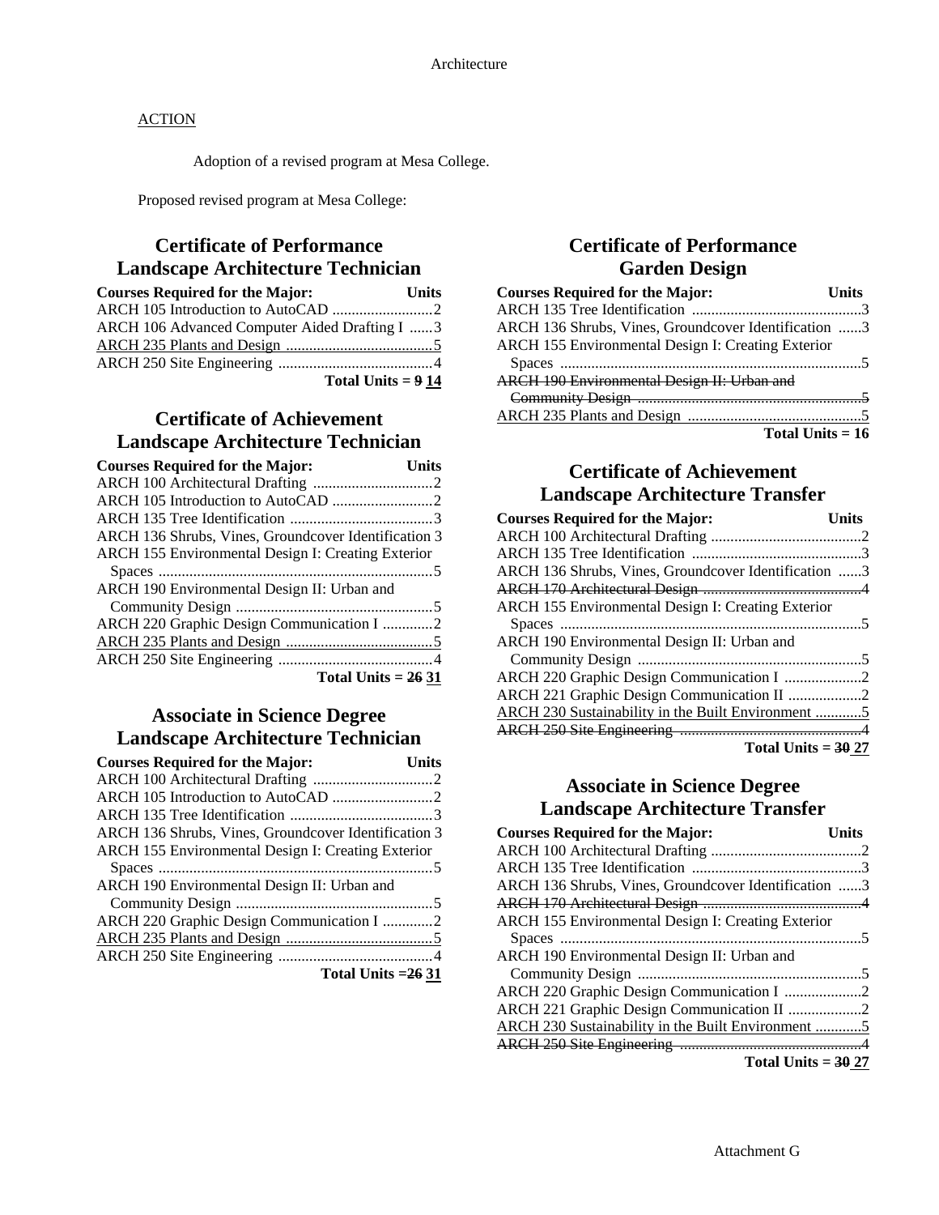ACTION

Adoption of a revised program at Mesa College.

Proposed revised program at Mesa College:

## Certificate of Performance Landscape Architecture Technician

| Courses Required for the Major: | Units |
|---|---|
| ARCH 105 Introduction to AutoCAD | 2 |
| ARCH 106 Advanced Computer Aided Drafting I | 3 |
| <u>ARCH 235 Plants and Design</u> | <u>5</u> |
| ARCH 250 Site Engineering | 4 |
| **Total Units =** | **~~9~~ <u>14</u>** |

## Certificate of Achievement Landscape Architecture Technician

| Courses Required for the Major: | Units |
|---|---|
| ARCH 100 Architectural Drafting | 2 |
| ARCH 105 Introduction to AutoCAD | 2 |
| ARCH 135 Tree Identification | 3 |
| ARCH 136 Shrubs, Vines, Groundcover Identification | 3 |
| ARCH 155 Environmental Design I: Creating Exterior Spaces | 5 |
| ARCH 190 Environmental Design II: Urban and Community Design | 5 |
| ARCH 220 Graphic Design Communication I | 2 |
| <u>ARCH 235 Plants and Design</u> | <u>5</u> |
| ARCH 250 Site Engineering | 4 |
| **Total Units =** | **~~26~~ <u>31</u>** |

## Associate in Science Degree Landscape Architecture Technician

| Courses Required for the Major: | Units |
|---|---|
| ARCH 100 Architectural Drafting | 2 |
| ARCH 105 Introduction to AutoCAD | 2 |
| ARCH 135 Tree Identification | 3 |
| ARCH 136 Shrubs, Vines, Groundcover Identification | 3 |
| ARCH 155 Environmental Design I: Creating Exterior Spaces | 5 |
| ARCH 190 Environmental Design II: Urban and Community Design | 5 |
| ARCH 220 Graphic Design Communication I | 2 |
| <u>ARCH 235 Plants and Design</u> | <u>5</u> |
| ARCH 250 Site Engineering | 4 |
| **Total Units =** | **~~26~~ <u>31</u>** |

## Certificate of Performance Garden Design

| Courses Required for the Major: | Units |
|---|---|
| ARCH 135 Tree Identification | 3 |
| ARCH 136 Shrubs, Vines, Groundcover Identification | 3 |
| ARCH 155 Environmental Design I: Creating Exterior Spaces | 5 |
| ~~ARCH 190 Environmental Design II: Urban and Community Design~~ | ~~5~~ |
| <u>ARCH 235 Plants and Design</u> | <u>5</u> |
| **Total Units =** | **16** |

## Certificate of Achievement Landscape Architecture Transfer

| Courses Required for the Major: | Units |
|---|---|
| ARCH 100 Architectural Drafting | 2 |
| ARCH 135 Tree Identification | 3 |
| ARCH 136 Shrubs, Vines, Groundcover Identification | 3 |
| ~~ARCH 170 Architectural Design~~ | ~~4~~ |
| ARCH 155 Environmental Design I: Creating Exterior Spaces | 5 |
| ARCH 190 Environmental Design II: Urban and Community Design | 5 |
| ARCH 220 Graphic Design Communication I | 2 |
| ARCH 221 Graphic Design Communication II | 2 |
| <u>ARCH 230 Sustainability in the Built Environment</u> | <u>5</u> |
| ~~ARCH 250 Site Engineering~~ | ~~4~~ |
| **Total Units =** | **~~30~~ <u>27</u>** |

## Associate in Science Degree Landscape Architecture Transfer

| Courses Required for the Major: | Units |
|---|---|
| ARCH 100 Architectural Drafting | 2 |
| ARCH 135 Tree Identification | 3 |
| ARCH 136 Shrubs, Vines, Groundcover Identification | 3 |
| ~~ARCH 170 Architectural Design~~ | ~~4~~ |
| ARCH 155 Environmental Design I: Creating Exterior Spaces | 5 |
| ARCH 190 Environmental Design II: Urban and Community Design | 5 |
| ARCH 220 Graphic Design Communication I | 2 |
| ARCH 221 Graphic Design Communication II | 2 |
| <u>ARCH 230 Sustainability in the Built Environment</u> | <u>5</u> |
| ~~ARCH 250 Site Engineering~~ | ~~4~~ |
| **Total Units =** | **~~30~~ <u>27</u>** |

Attachment G